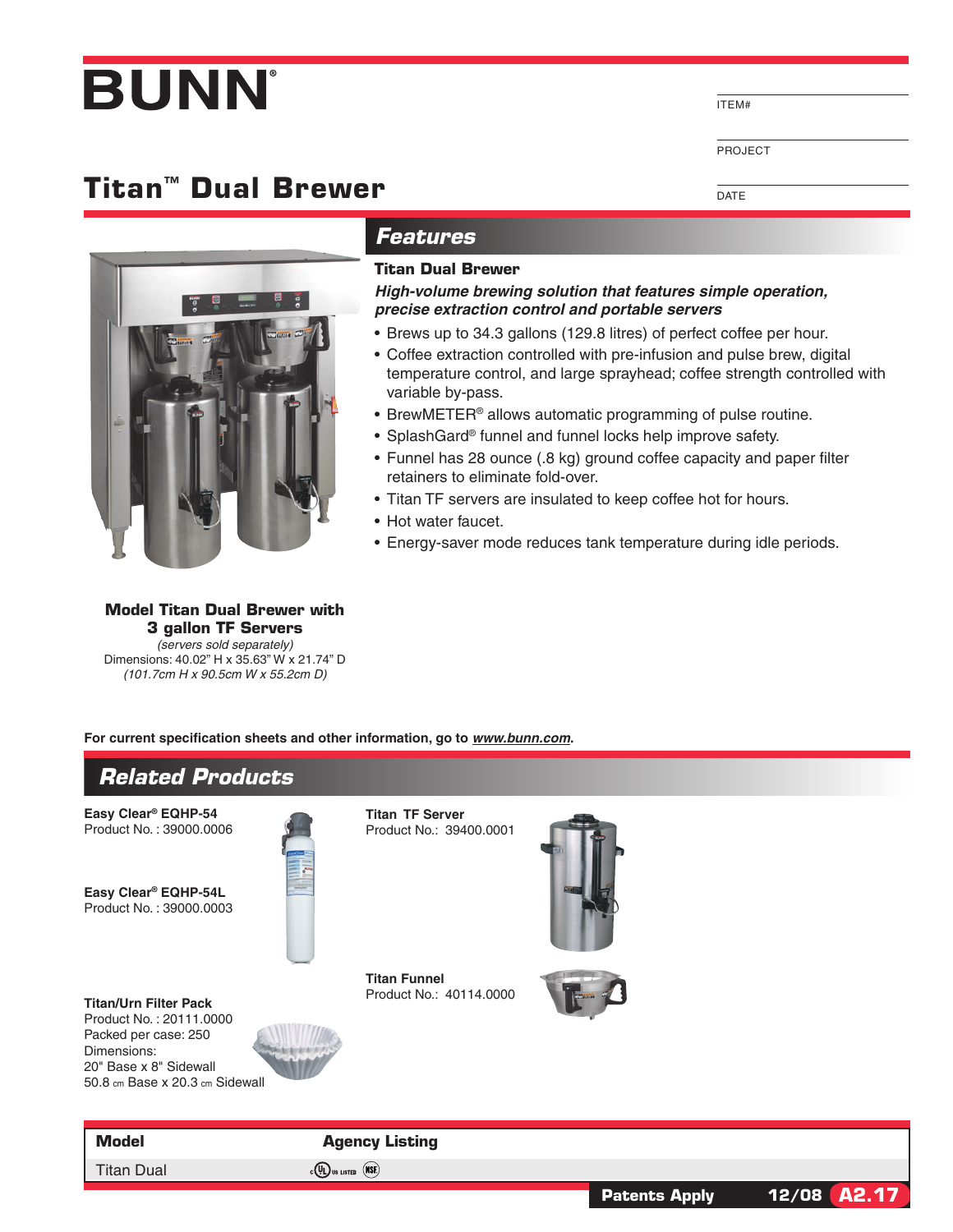# BUNN®

ITEM#

PROJECT

DATE

## Titan™ Dual Brewer

**Model Titan Dual Brewer with 3 gallon TF Servers**
*(servers sold separately)*
Dimensions: 40.02" H x 35.63" W x 21.74" D
*(101.7cm H x 90.5cm W x 55.2cm D)*

## *Features*

### Titan Dual Brewer

***High-volume brewing solution that features simple operation, precise extraction control and portable servers***

- Brews up to 34.3 gallons (129.8 litres) of perfect coffee per hour.
- Coffee extraction controlled with pre-infusion and pulse brew, digital temperature control, and large sprayhead; coffee strength controlled with variable by-pass.
- BrewMETER® allows automatic programming of pulse routine.
- SplashGard® funnel and funnel locks help improve safety.
- Funnel has 28 ounce (.8 kg) ground coffee capacity and paper filter retainers to eliminate fold-over.
- Titan TF servers are insulated to keep coffee hot for hours.
- Hot water faucet.
- Energy-saver mode reduces tank temperature during idle periods.

**For current specification sheets and other information, go to *www.bunn.com*.**

## *Related Products*

**Easy Clear® EQHP-54**
Product No. : 39000.0006

**Easy Clear® EQHP-54L**
Product No. : 39000.0003

**Titan/Urn Filter Pack**
Product No. : 20111.0000
Packed per case: 250
Dimensions:
20" Base x 8" Sidewall
50.8 cm Base x 20.3 cm Sidewall

**Titan TF Server**
Product No.: 39400.0001

**Titan Funnel**
Product No.: 40114.0000

| Model | Agency Listing |
| --- | --- |
| Titan Dual | cULus LISTED, NSF |

**Patents Apply** **12/08** **A2.17**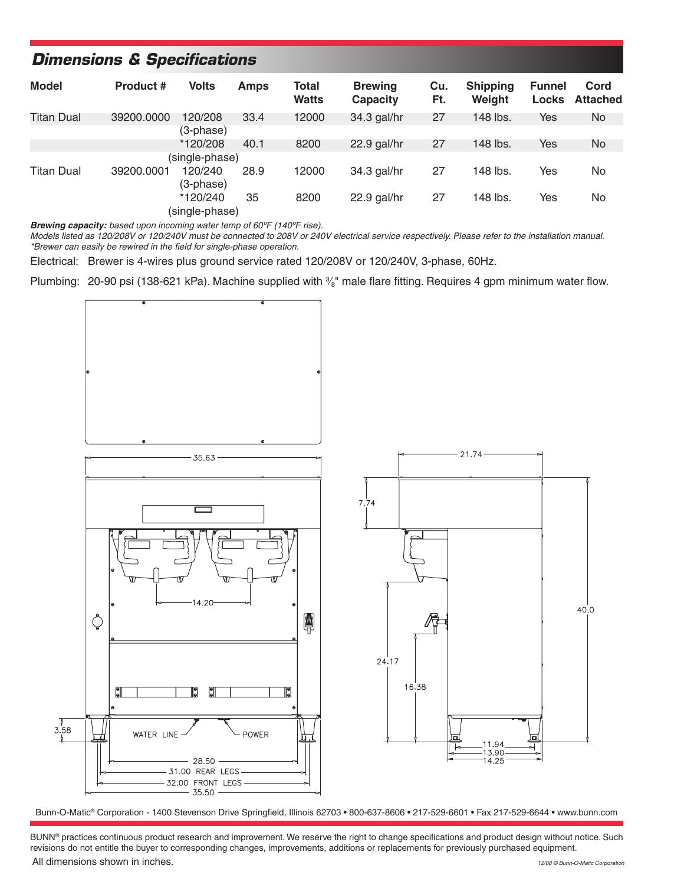## Dimensions & Specifications

| Model | Product # | Volts | Amps | Total Watts | Brewing Capacity | Cu. Ft. | Shipping Weight | Funnel Locks | Cord Attached |
|---|---|---|---|---|---|---|---|---|---|
| Titan Dual | 39200.0000 | 120/208 (3-phase) | 33.4 | 12000 | 34.3 gal/hr | 27 | 148 lbs. | Yes | No |
| | | *120/208 (single-phase) | 40.1 | 8200 | 22.9 gal/hr | 27 | 148 lbs. | Yes | No |
| Titan Dual | 39200.0001 | 120/240 (3-phase) | 28.9 | 12000 | 34.3 gal/hr | 27 | 148 lbs. | Yes | No |
| | | *120/240 (single-phase) | 35 | 8200 | 22.9 gal/hr | 27 | 148 lbs. | Yes | No |

***Brewing capacity:*** *based upon incoming water temp of 60ºF (140ºF rise).*
*Models listed as 120/208V or 120/240V must be connected to 208V or 240V electrical service respectively. Please refer to the installation manual.*
*\*Brewer can easily be rewired in the field for single-phase operation.*

Electrical: Brewer is 4-wires plus ground service rated 120/208V or 120/240V, 3-phase, 60Hz.

Plumbing: 20-90 psi (138-621 kPa). Machine supplied with ⅜" male flare fitting. Requires 4 gpm minimum water flow.

35.63
14.20
3.58
WATER LINE
POWER
28.50
31.00 REAR LEGS
32.00 FRONT LEGS
35.50
21.74
7.74
40.0
24.17
16.38
11.94
13.90
14.25

Bunn-O-Matic® Corporation - 1400 Stevenson Drive Springfield, Illinois 62703 • 800-637-8606 • 217-529-6601 • Fax 217-529-6644 • www.bunn.com

BUNN® practices continuous product research and improvement. We reserve the right to change specifications and product design without notice. Such revisions do not entitle the buyer to corresponding changes, improvements, additions or replacements for previously purchased equipment.

All dimensions shown in inches.

12/08 © Bunn-O-Matic Corporation